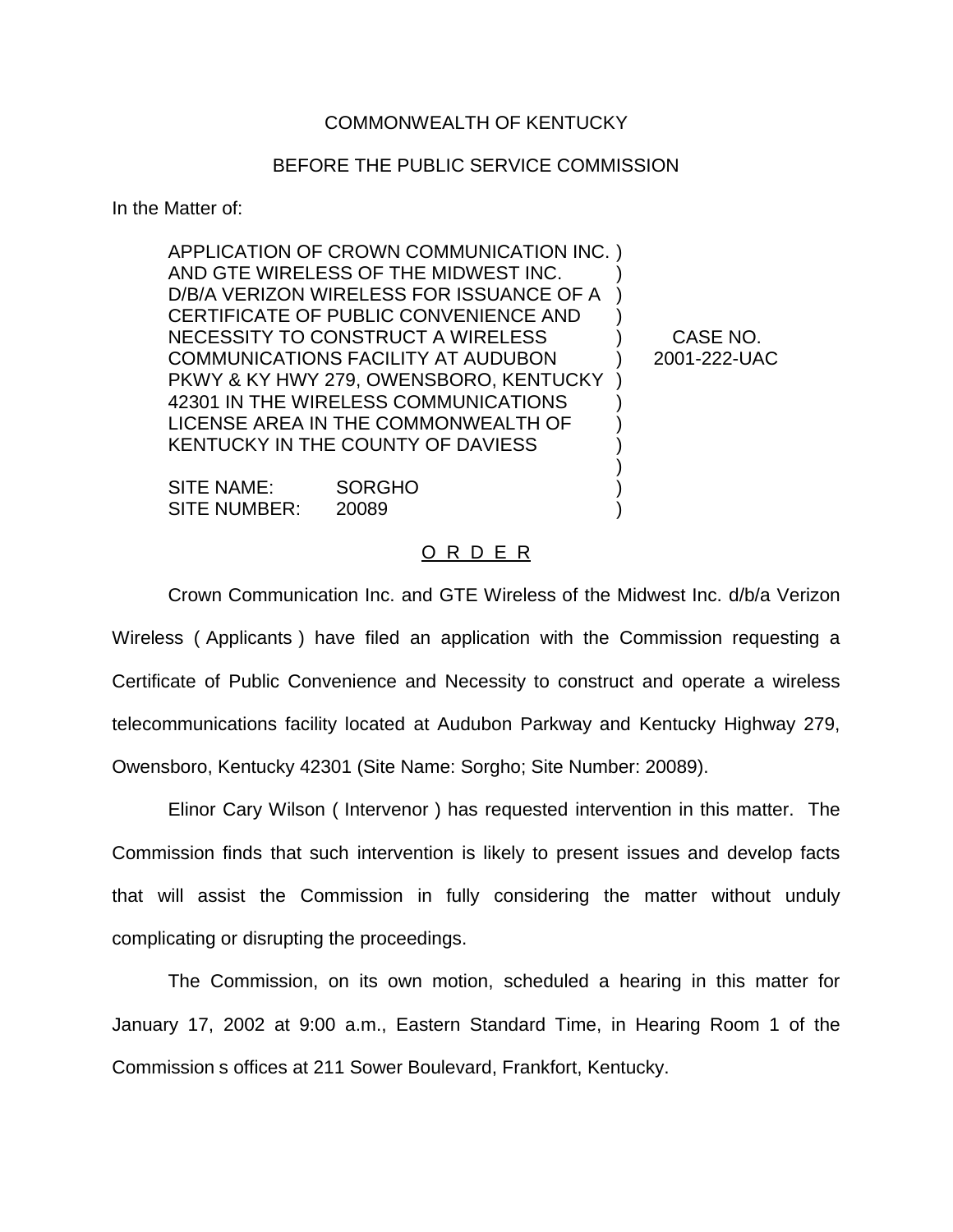COMMONWEALTH OF KENTUCKY

BEFORE THE PUBLIC SERVICE COMMISSION

In the Matter of:

| | |
|---|---|
| APPLICATION OF CROWN COMMUNICATION INC. AND GTE WIRELESS OF THE MIDWEST INC. D/B/A VERIZON WIRELESS FOR ISSUANCE OF A CERTIFICATE OF PUBLIC CONVENIENCE AND NECESSITY TO CONSTRUCT A WIRELESS COMMUNICATIONS FACILITY AT AUDUBON PKWY & KY HWY 279, OWENSBORO, KENTUCKY 42301 IN THE WIRELESS COMMUNICATIONS LICENSE AREA IN THE COMMONWEALTH OF KENTUCKY IN THE COUNTY OF DAVIESS<br><br>SITE NAME: SORGHO<br>SITE NUMBER: 20089 | CASE NO. 2001-222-UAC |

O R D E R

Crown Communication Inc. and GTE Wireless of the Midwest Inc. d/b/a Verizon Wireless ( Applicants ) have filed an application with the Commission requesting a Certificate of Public Convenience and Necessity to construct and operate a wireless telecommunications facility located at Audubon Parkway and Kentucky Highway 279, Owensboro, Kentucky 42301 (Site Name: Sorgho; Site Number: 20089).

Elinor Cary Wilson ( Intervenor ) has requested intervention in this matter. The Commission finds that such intervention is likely to present issues and develop facts that will assist the Commission in fully considering the matter without unduly complicating or disrupting the proceedings.

The Commission, on its own motion, scheduled a hearing in this matter for January 17, 2002 at 9:00 a.m., Eastern Standard Time, in Hearing Room 1 of the Commission s offices at 211 Sower Boulevard, Frankfort, Kentucky.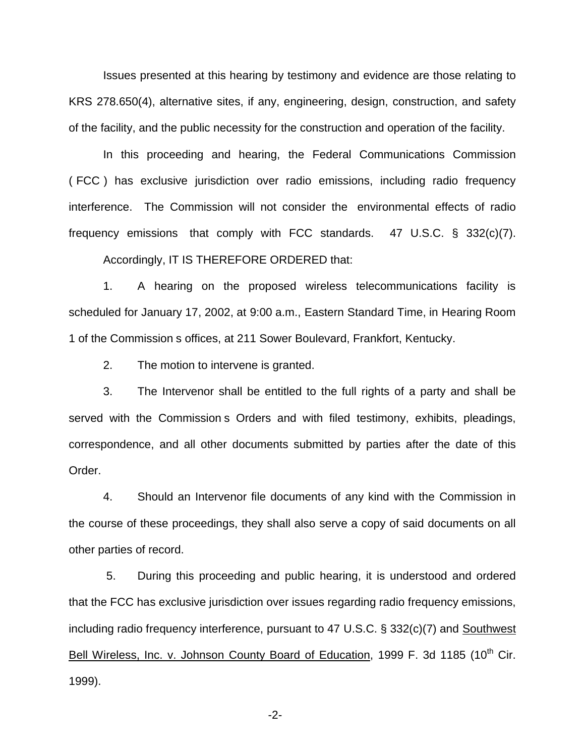Issues presented at this hearing by testimony and evidence are those relating to KRS 278.650(4), alternative sites, if any, engineering, design, construction, and safety of the facility, and the public necessity for the construction and operation of the facility.

In this proceeding and hearing, the Federal Communications Commission ( FCC ) has exclusive jurisdiction over radio emissions, including radio frequency interference. The Commission will not consider the environmental effects of radio frequency emissions that comply with FCC standards. 47 U.S.C. § 332(c)(7).

Accordingly, IT IS THEREFORE ORDERED that:

1. A hearing on the proposed wireless telecommunications facility is scheduled for January 17, 2002, at 9:00 a.m., Eastern Standard Time, in Hearing Room 1 of the Commission s offices, at 211 Sower Boulevard, Frankfort, Kentucky.

2. The motion to intervene is granted.

3. The Intervenor shall be entitled to the full rights of a party and shall be served with the Commission s Orders and with filed testimony, exhibits, pleadings, correspondence, and all other documents submitted by parties after the date of this Order.

4. Should an Intervenor file documents of any kind with the Commission in the course of these proceedings, they shall also serve a copy of said documents on all other parties of record.

5. During this proceeding and public hearing, it is understood and ordered that the FCC has exclusive jurisdiction over issues regarding radio frequency emissions, including radio frequency interference, pursuant to 47 U.S.C. § 332(c)(7) and Southwest Bell Wireless, Inc. v. Johnson County Board of Education, 1999 F. 3d 1185 (10th Cir. 1999).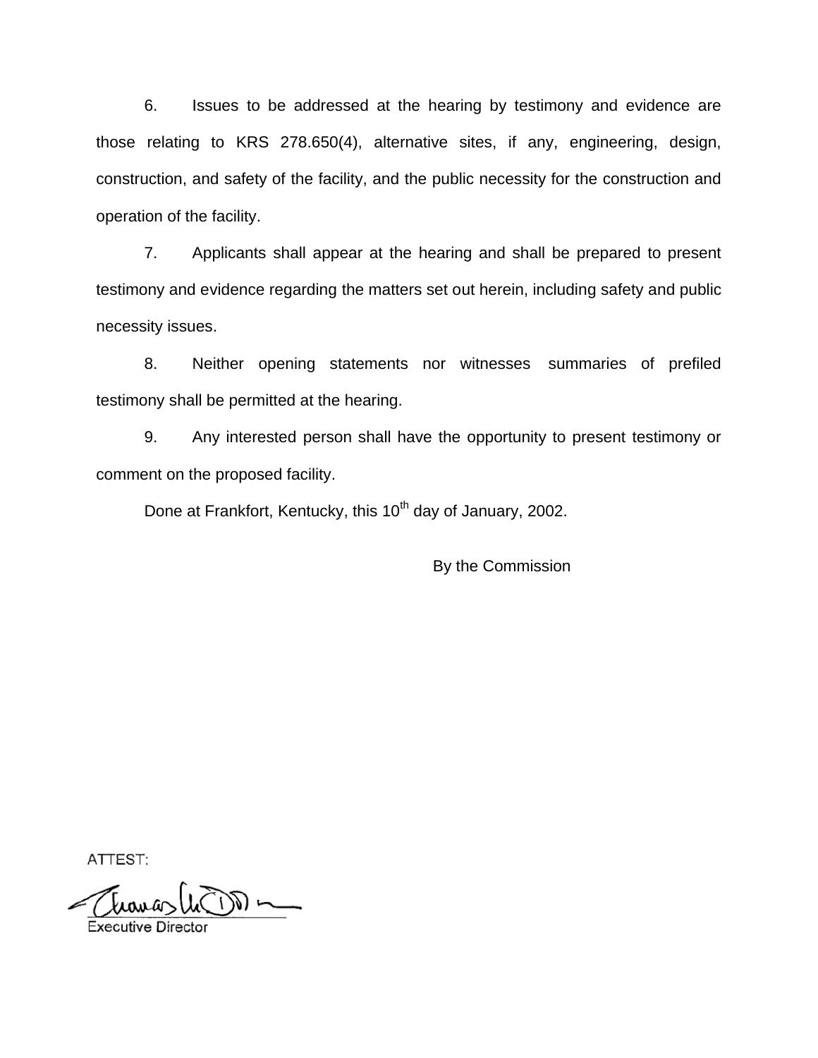6. Issues to be addressed at the hearing by testimony and evidence are those relating to KRS 278.650(4), alternative sites, if any, engineering, design, construction, and safety of the facility, and the public necessity for the construction and operation of the facility.

7. Applicants shall appear at the hearing and shall be prepared to present testimony and evidence regarding the matters set out herein, including safety and public necessity issues.

8. Neither opening statements nor witnesses summaries of prefiled testimony shall be permitted at the hearing.

9. Any interested person shall have the opportunity to present testimony or comment on the proposed facility.

Done at Frankfort, Kentucky, this 10th day of January, 2002.

By the Commission

ATTEST:

Executive Director